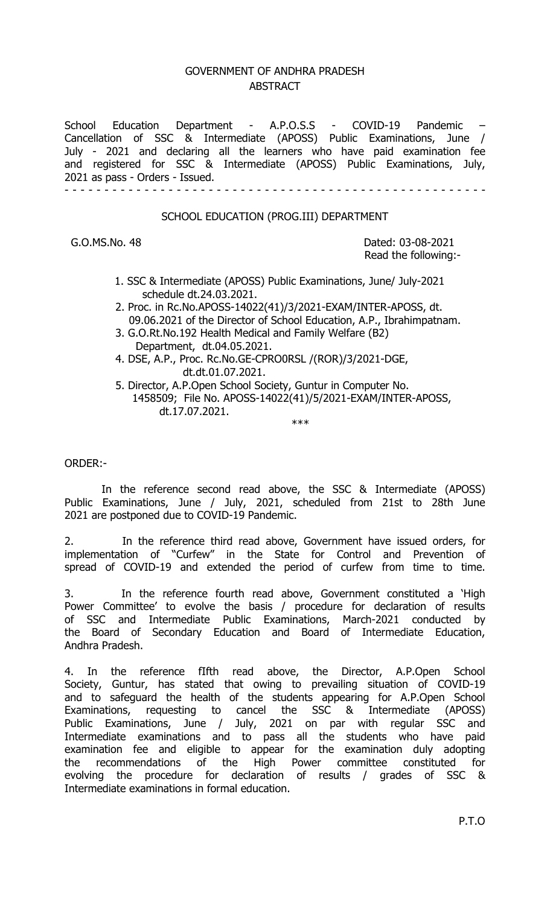GOVERNMENT OF ANDHRA PRADESH
ABSTRACT

School Education Department - A.P.O.S.S - COVID-19 Pandemic – Cancellation of SSC & Intermediate (APOSS) Public Examinations, June / July - 2021 and declaring all the learners who have paid examination fee and registered for SSC & Intermediate (APOSS) Public Examinations, July, 2021 as pass - Orders - Issued.

- - - - - - - - - - - - - - - - - - - - - - - - - - - - - - - - - - - - - - - - - - - - - - - - - -

SCHOOL EDUCATION (PROG.III) DEPARTMENT

G.O.MS.No. 48 Dated: 03-08-2021

Read the following:-

1. SSC & Intermediate (APOSS) Public Examinations, June/ July-2021 schedule dt.24.03.2021.
2. Proc. in Rc.No.APOSS-14022(41)/3/2021-EXAM/INTER-APOSS, dt. 09.06.2021 of the Director of School Education, A.P., Ibrahimpatnam.
3. G.O.Rt.No.192 Health Medical and Family Welfare (B2) Department, dt.04.05.2021.
4. DSE, A.P., Proc. Rc.No.GE-CPRO0RSL /(ROR)/3/2021-DGE, dt.dt.01.07.2021.
5. Director, A.P.Open School Society, Guntur in Computer No. 1458509; File No. APOSS-14022(41)/5/2021-EXAM/INTER-APOSS, dt.17.07.2021.

\*\*\*

ORDER:-

In the reference second read above, the SSC & Intermediate (APOSS) Public Examinations, June / July, 2021, scheduled from 21st to 28th June 2021 are postponed due to COVID-19 Pandemic.

2. In the reference third read above, Government have issued orders, for implementation of "Curfew" in the State for Control and Prevention of spread of COVID-19 and extended the period of curfew from time to time.

3. In the reference fourth read above, Government constituted a 'High Power Committee' to evolve the basis / procedure for declaration of results of SSC and Intermediate Public Examinations, March-2021 conducted by the Board of Secondary Education and Board of Intermediate Education, Andhra Pradesh.

4. In the reference fIfth read above, the Director, A.P.Open School Society, Guntur, has stated that owing to prevailing situation of COVID-19 and to safeguard the health of the students appearing for A.P.Open School Examinations, requesting to cancel the SSC & Intermediate (APOSS) Public Examinations, June / July, 2021 on par with regular SSC and Intermediate examinations and to pass all the students who have paid examination fee and eligible to appear for the examination duly adopting the recommendations of the High Power committee constituted for evolving the procedure for declaration of results / grades of SSC & Intermediate examinations in formal education.

P.T.O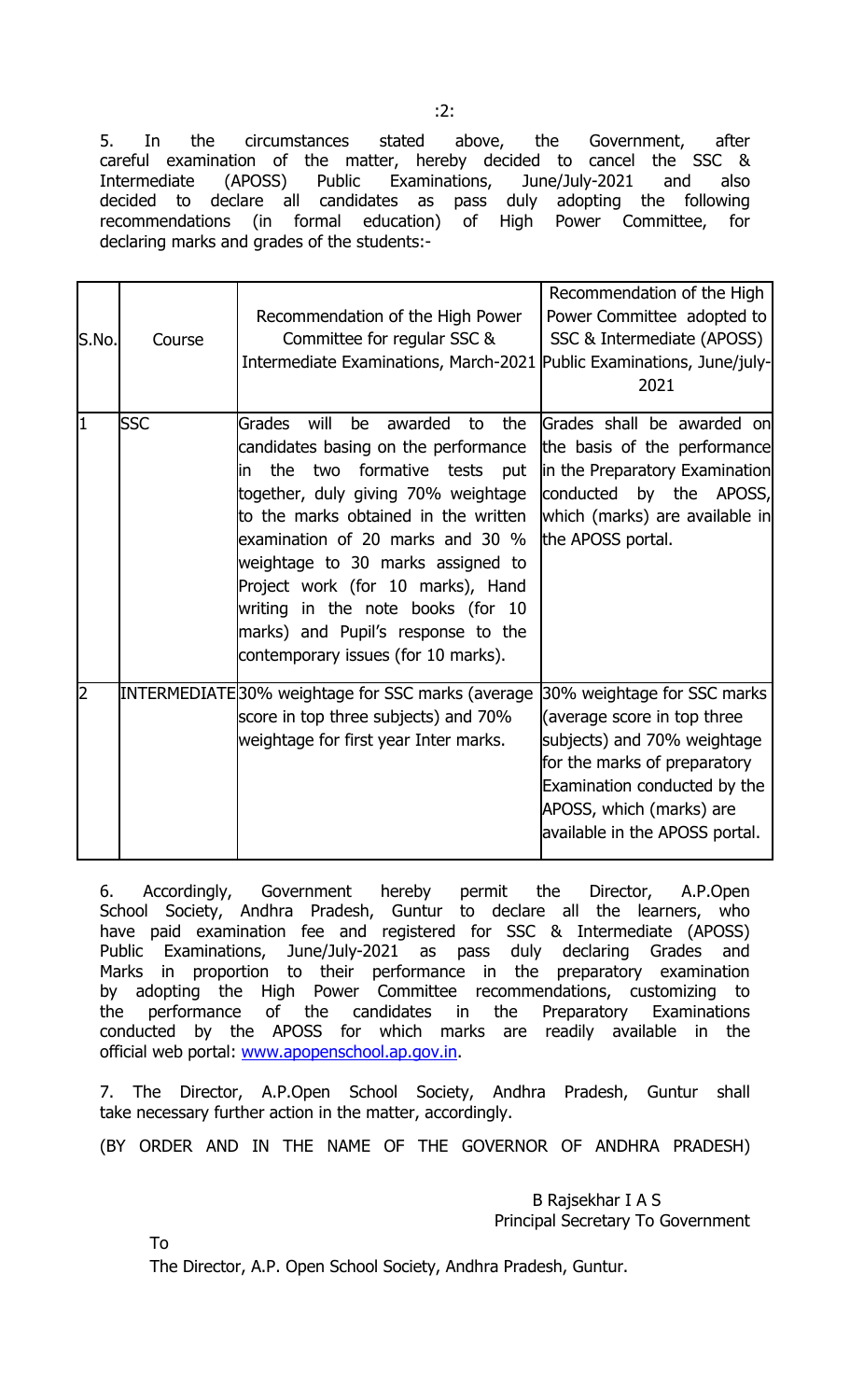5. In the circumstances stated above, the Government, after careful examination of the matter, hereby decided to cancel the SSC & Intermediate (APOSS) Public Examinations, June/July-2021 and also decided to declare all candidates as pass duly adopting the following recommendations (in formal education) of High Power Committee, for declaring marks and grades of the students:-

| S.No. | Course | Recommendation of the High Power Committee for regular SSC & Intermediate Examinations, March-2021 | Recommendation of the High Power Committee adopted to SSC & Intermediate (APOSS) Public Examinations, June/july-2021 |
|---|---|---|---|
| 1 | SSC | Grades will be awarded to the candidates basing on the performance in the two formative tests put together, duly giving 70% weightage to the marks obtained in the written examination of 20 marks and 30 % weightage to 30 marks assigned to Project work (for 10 marks), Hand writing in the note books (for 10 marks) and Pupil's response to the contemporary issues (for 10 marks). | Grades shall be awarded on the basis of the performance in the Preparatory Examination conducted by the APOSS, which (marks) are available in the APOSS portal. |
| 2 | INTERMEDIATE | 30% weightage for SSC marks (average score in top three subjects) and 70% weightage for first year Inter marks. | 30% weightage for SSC marks (average score in top three subjects) and 70% weightage for the marks of preparatory Examination conducted by the APOSS, which (marks) are available in the APOSS portal. |

6. Accordingly, Government hereby permit the Director, A.P.Open School Society, Andhra Pradesh, Guntur to declare all the learners, who have paid examination fee and registered for SSC & Intermediate (APOSS) Public Examinations, June/July-2021 as pass duly declaring Grades and Marks in proportion to their performance in the preparatory examination by adopting the High Power Committee recommendations, customizing to the performance of the candidates in the Preparatory Examinations conducted by the APOSS for which marks are readily available in the official web portal: [www.apopenschool.ap.gov.in](http://www.apopenschool.ap.gov.in).

7. The Director, A.P.Open School Society, Andhra Pradesh, Guntur shall take necessary further action in the matter, accordingly.

(BY ORDER AND IN THE NAME OF THE GOVERNOR OF ANDHRA PRADESH)

B Rajsekhar I A S
Principal Secretary To Government

To
The Director, A.P. Open School Society, Andhra Pradesh, Guntur.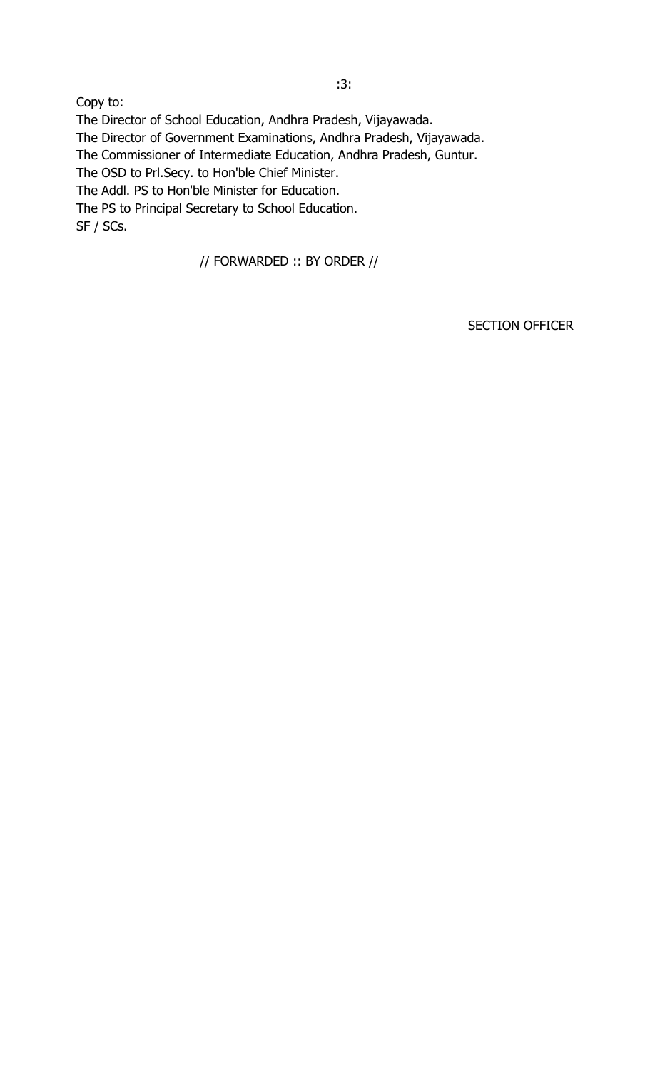Copy to:
The Director of School Education, Andhra Pradesh, Vijayawada.
The Director of Government Examinations, Andhra Pradesh, Vijayawada.
The Commissioner of Intermediate Education, Andhra Pradesh, Guntur.
The OSD to Prl.Secy. to Hon'ble Chief Minister.
The Addl. PS to Hon'ble Minister for Education.
The PS to Principal Secretary to School Education.
SF / SCs.

// FORWARDED :: BY ORDER //

SECTION OFFICER